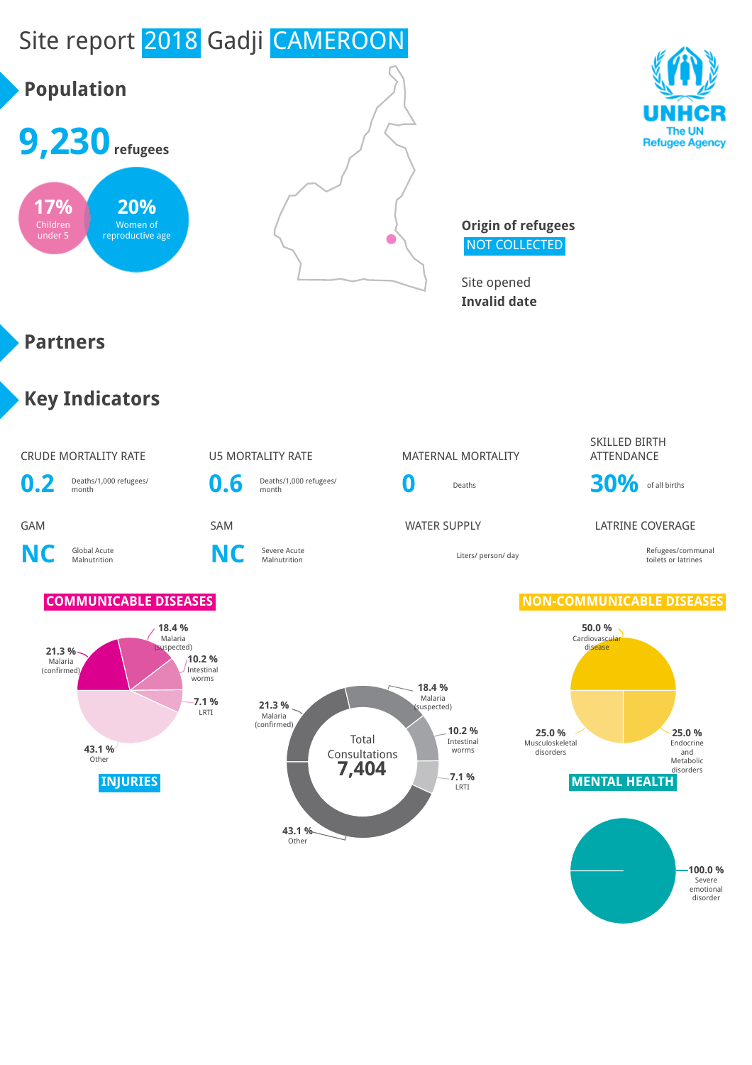# Site report 2018 Gadji CAMEROON

UNHCR
The UN Refugee Agency

## Population

**9,230** refugees

**17%** Children under 5

**20%** Women of reproductive age

**Origin of refugees**
NOT COLLECTED

Site opened
**Invalid date**

## Partners

## Key Indicators

| CRUDE MORTALITY RATE | U5 MORTALITY RATE | MATERNAL MORTALITY | SKILLED BIRTH ATTENDANCE |
|---|---|---|---|
| **0.2** Deaths/1,000 refugees/ month | **0.6** Deaths/1,000 refugees/ month | **0** Deaths | **30%** of all births |

| GAM | SAM | WATER SUPPLY | LATRINE COVERAGE |
|---|---|---|---|
| **NC** Global Acute Malnutrition | **NC** Severe Acute Malnutrition | Liters/ person/ day | Refugees/communal toilets or latrines |

### COMMUNICABLE DISEASES

- 18.4 % Malaria (suspected)
- 21.3 % Malaria (confirmed)
- 10.2 % Intestinal worms
- 7.1 % LRTI
- 43.1 % Other

Total Consultations **7,404**

- 18.4 % Malaria (suspected)
- 21.3 % Malaria (confirmed)
- 10.2 % Intestinal worms
- 7.1 % LRTI
- 43.1 % Other

### INJURIES

### NON-COMMUNICABLE DISEASES

- 50.0 % Cardiovascular disease
- 25.0 % Musculoskeletal disorders
- 25.0 % Endocrine and Metabolic disorders

### MENTAL HEALTH

- 100.0 % Severe emotional disorder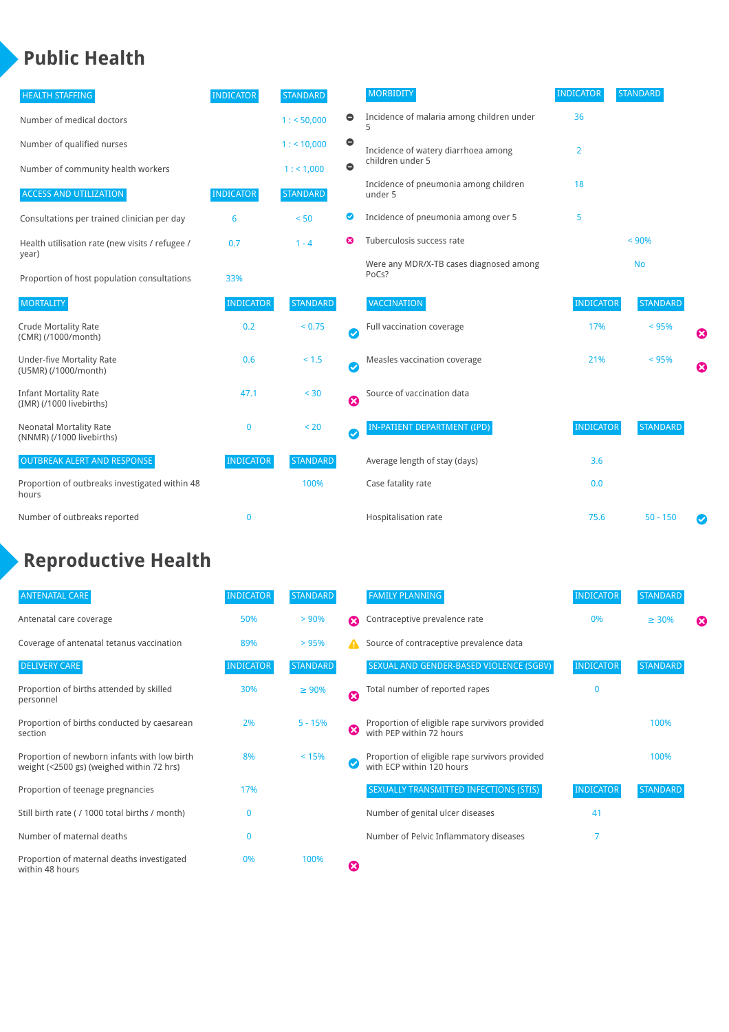# Public Health

| HEALTH STAFFING | INDICATOR | STANDARD | |
|---|---|---|---|
| Number of medical doctors | | 1 : < 50,000 | ⊖ |
| Number of qualified nurses | | 1 : < 10,000 | ⊖ |
| Number of community health workers | | 1 : < 1,000 | ⊖ |

| ACCESS AND UTILIZATION | INDICATOR | STANDARD | |
|---|---|---|---|
| Consultations per trained clinician per day | 6 | < 50 | ✔ |
| Health utilisation rate (new visits / refugee / year) | 0.7 | 1 - 4 | ✖ |
| Proportion of host population consultations | 33% | | |

| MORTALITY | INDICATOR | STANDARD | |
|---|---|---|---|
| Crude Mortality Rate (CMR) (/1000/month) | 0.2 | < 0.75 | ✔ |
| Under-five Mortality Rate (U5MR) (/1000/month) | 0.6 | < 1.5 | ✔ |
| Infant Mortality Rate (IMR) (/1000 livebirths) | 47.1 | < 30 | ✖ |
| Neonatal Mortality Rate (NNMR) (/1000 livebirths) | 0 | < 20 | ✔ |

| OUTBREAK ALERT AND RESPONSE | INDICATOR | STANDARD |
|---|---|---|
| Proportion of outbreaks investigated within 48 hours | | 100% |
| Number of outbreaks reported | 0 | |

| MORBIDITY | INDICATOR | STANDARD |
|---|---|---|
| Incidence of malaria among children under 5 | 36 | |
| Incidence of watery diarrhoea among children under 5 | 2 | |
| Incidence of pneumonia among children under 5 | 18 | |
| Incidence of pneumonia among over 5 | 5 | |
| Tuberculosis success rate | | < 90% |
| Were any MDR/X-TB cases diagnosed among PoCs? | | No |

| VACCINATION | INDICATOR | STANDARD | |
|---|---|---|---|
| Full vaccination coverage | 17% | < 95% | ✖ |
| Measles vaccination coverage | 21% | < 95% | ✖ |
| Source of vaccination data | | | |

| IN-PATIENT DEPARTMENT (IPD) | INDICATOR | STANDARD | |
|---|---|---|---|
| Average length of stay (days) | 3.6 | | |
| Case fatality rate | 0.0 | | |
| Hospitalisation rate | 75.6 | 50 - 150 | ✔ |

# Reproductive Health

| ANTENATAL CARE | INDICATOR | STANDARD | |
|---|---|---|---|
| Antenatal care coverage | 50% | > 90% | ✖ |
| Coverage of antenatal tetanus vaccination | 89% | > 95% | |

| DELIVERY CARE | INDICATOR | STANDARD | |
|---|---|---|---|
| Proportion of births attended by skilled personnel | 30% | ≥ 90% | ✖ |
| Proportion of births conducted by caesarean section | 2% | 5 - 15% | ✖ |
| Proportion of newborn infants with low birth weight (<2500 gs) (weighed within 72 hrs) | 8% | < 15% | ✔ |
| Proportion of teenage pregnancies | 17% | | |
| Still birth rate ( / 1000 total births / month) | 0 | | |
| Number of maternal deaths | 0 | | |
| Proportion of maternal deaths investigated within 48 hours | 0% | 100% | ✖ |

| FAMILY PLANNING | INDICATOR | STANDARD | |
|---|---|---|---|
| Contraceptive prevalence rate | 0% | ≥ 30% | ✖ |
| Source of contraceptive prevalence data | | | ⚠ |

| SEXUAL AND GENDER-BASED VIOLENCE (SGBV) | INDICATOR | STANDARD |
|---|---|---|
| Total number of reported rapes | 0 | |
| Proportion of eligible rape survivors provided with PEP within 72 hours | | 100% |
| Proportion of eligible rape survivors provided with ECP within 120 hours | | 100% |

| SEXUALLY TRANSMITTED INFECTIONS (STIS) | INDICATOR | STANDARD |
|---|---|---|
| Number of genital ulcer diseases | 41 | |
| Number of Pelvic Inflammatory diseases | 7 | |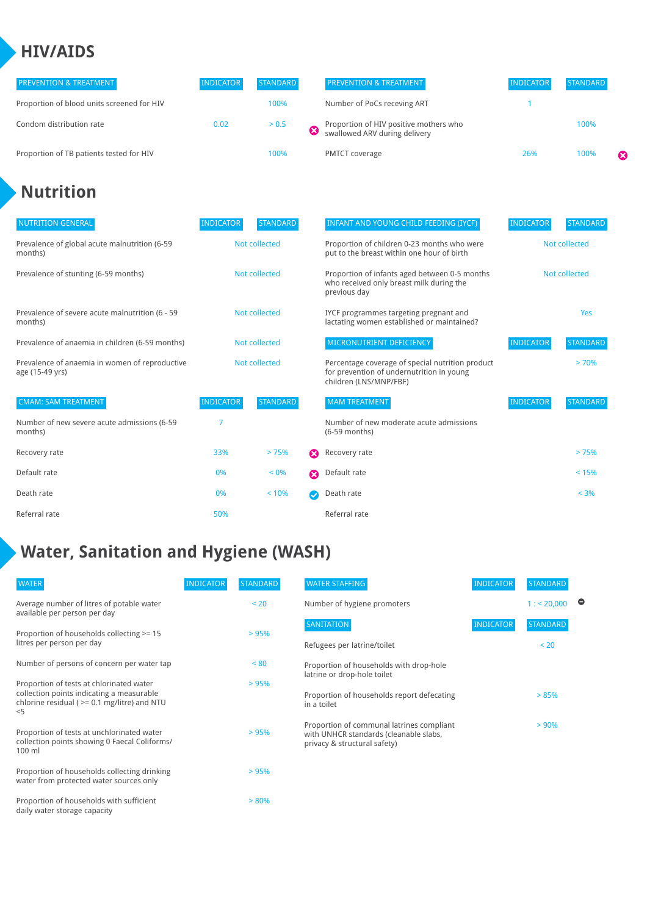# HIV/AIDS

| PREVENTION & TREATMENT | INDICATOR | STANDARD | |
|---|---|---|---|
| Proportion of blood units screened for HIV | | 100% | |
| Condom distribution rate | 0.02 | > 0.5 | ✖ |
| Proportion of TB patients tested for HIV | | 100% | |

| PREVENTION & TREATMENT | INDICATOR | STANDARD | |
|---|---|---|---|
| Number of PoCs receving ART | 1 | | |
| Proportion of HIV positive mothers who swallowed ARV during delivery | | 100% | |
| PMTCT coverage | 26% | 100% | ✖ |

# Nutrition

| NUTRITION GENERAL | INDICATOR | STANDARD |
|---|---|---|
| Prevalence of global acute malnutrition (6-59 months) | Not collected | |
| Prevalence of stunting (6-59 months) | Not collected | |
| Prevalence of severe acute malnutrition (6 - 59 months) | Not collected | |
| Prevalence of anaemia in children (6-59 months) | Not collected | |
| Prevalence of anaemia in women of reproductive age (15-49 yrs) | Not collected | |

| INFANT AND YOUNG CHILD FEEDING (IYCF) | INDICATOR | STANDARD |
|---|---|---|
| Proportion of children 0-23 months who were put to the breast within one hour of birth | Not collected | |
| Proportion of infants aged between 0-5 months who received only breast milk during the previous day | Not collected | |
| IYCF programmes targeting pregnant and lactating women established or maintained? | | Yes |

| MICRONUTRIENT DEFICIENCY | INDICATOR | STANDARD |
|---|---|---|
| Percentage coverage of special nutrition product for prevention of undernutrition in young children (LNS/MNP/FBF) | | > 70% |

| CMAM: SAM TREATMENT | INDICATOR | STANDARD | |
|---|---|---|---|
| Number of new severe acute admissions (6-59 months) | 7 | | |
| Recovery rate | 33% | > 75% | ✖ |
| Default rate | 0% | < 0% | ✖ |
| Death rate | 0% | < 10% | ✔ |
| Referral rate | 50% | | |

| MAM TREATMENT | INDICATOR | STANDARD |
|---|---|---|
| Number of new moderate acute admissions (6-59 months) | | |
| Recovery rate | | > 75% |
| Default rate | | < 15% |
| Death rate | | < 3% |
| Referral rate | | |

# Water, Sanitation and Hygiene (WASH)

| WATER | INDICATOR | STANDARD |
|---|---|---|
| Average number of litres of potable water available per person per day | | < 20 |
| Proportion of households collecting >= 15 litres per person per day | | > 95% |
| Number of persons of concern per water tap | | < 80 |
| Proportion of tests at chlorinated water collection points indicating a measurable chlorine residual ( >= 0.1 mg/litre) and NTU <5 | | > 95% |
| Proportion of tests at unchlorinated water collection points showing 0 Faecal Coliforms/ 100 ml | | > 95% |
| Proportion of households collecting drinking water from protected water sources only | | > 95% |
| Proportion of households with sufficient daily water storage capacity | | > 80% |

| WATER STAFFING | INDICATOR | STANDARD | |
|---|---|---|---|
| Number of hygiene promoters | | 1 : < 20,000 | ⊖ |

| SANITATION | INDICATOR | STANDARD |
|---|---|---|
| Refugees per latrine/toilet | | < 20 |
| Proportion of households with drop-hole latrine or drop-hole toilet | | |
| Proportion of households report defecating in a toilet | | > 85% |
| Proportion of communal latrines compliant with UNHCR standards (cleanable slabs, privacy & structural safety) | | > 90% |